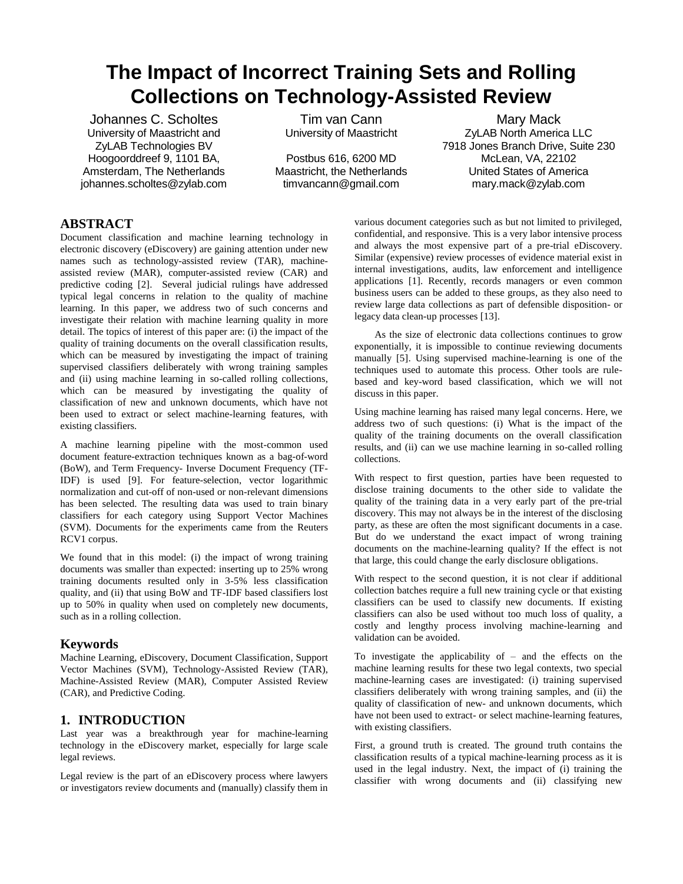# The Impact of Incorrect Training Sets and Rolling Collections on Technology-Assisted Review

Johannes C. Scholtes
University of Maastricht and ZyLAB Technologies BV
Hoogoorddreef 9, 1101 BA, Amsterdam, The Netherlands
johannes.scholtes@zylab.com

Tim van Cann
University of Maastricht
Postbus 616, 6200 MD Maastricht, the Netherlands
timvancann@gmail.com

Mary Mack
ZyLAB North America LLC
7918 Jones Branch Drive, Suite 230
McLean, VA, 22102
United States of America
mary.mack@zylab.com

## ABSTRACT

Document classification and machine learning technology in electronic discovery (eDiscovery) are gaining attention under new names such as technology-assisted review (TAR), machine-assisted review (MAR), computer-assisted review (CAR) and predictive coding [2]. Several judicial rulings have addressed typical legal concerns in relation to the quality of machine learning. In this paper, we address two of such concerns and investigate their relation with machine learning quality in more detail. The topics of interest of this paper are: (i) the impact of the quality of training documents on the overall classification results, which can be measured by investigating the impact of training supervised classifiers deliberately with wrong training samples and (ii) using machine learning in so-called rolling collections, which can be measured by investigating the quality of classification of new and unknown documents, which have not been used to extract or select machine-learning features, with existing classifiers.

A machine learning pipeline with the most-common used document feature-extraction techniques known as a bag-of-word (BoW), and Term Frequency- Inverse Document Frequency (TF-IDF) is used [9]. For feature-selection, vector logarithmic normalization and cut-off of non-used or non-relevant dimensions has been selected. The resulting data was used to train binary classifiers for each category using Support Vector Machines (SVM). Documents for the experiments came from the Reuters RCV1 corpus.

We found that in this model: (i) the impact of wrong training documents was smaller than expected: inserting up to 25% wrong training documents resulted only in 3-5% less classification quality, and (ii) that using BoW and TF-IDF based classifiers lost up to 50% in quality when used on completely new documents, such as in a rolling collection.

## Keywords

Machine Learning, eDiscovery, Document Classification, Support Vector Machines (SVM), Technology-Assisted Review (TAR), Machine-Assisted Review (MAR), Computer Assisted Review (CAR), and Predictive Coding.

## 1. INTRODUCTION

Last year was a breakthrough year for machine-learning technology in the eDiscovery market, especially for large scale legal reviews.

Legal review is the part of an eDiscovery process where lawyers or investigators review documents and (manually) classify them in various document categories such as but not limited to privileged, confidential, and responsive. This is a very labor intensive process and always the most expensive part of a pre-trial eDiscovery. Similar (expensive) review processes of evidence material exist in internal investigations, audits, law enforcement and intelligence applications [1]. Recently, records managers or even common business users can be added to these groups, as they also need to review large data collections as part of defensible disposition- or legacy data clean-up processes [13].

As the size of electronic data collections continues to grow exponentially, it is impossible to continue reviewing documents manually [5]. Using supervised machine-learning is one of the techniques used to automate this process. Other tools are rule-based and key-word based classification, which we will not discuss in this paper.

Using machine learning has raised many legal concerns. Here, we address two of such questions: (i) What is the impact of the quality of the training documents on the overall classification results, and (ii) can we use machine learning in so-called rolling collections.

With respect to first question, parties have been requested to disclose training documents to the other side to validate the quality of the training data in a very early part of the pre-trial discovery. This may not always be in the interest of the disclosing party, as these are often the most significant documents in a case. But do we understand the exact impact of wrong training documents on the machine-learning quality? If the effect is not that large, this could change the early disclosure obligations.

With respect to the second question, it is not clear if additional collection batches require a full new training cycle or that existing classifiers can be used to classify new documents. If existing classifiers can also be used without too much loss of quality, a costly and lengthy process involving machine-learning and validation can be avoided.

To investigate the applicability of – and the effects on the machine learning results for these two legal contexts, two special machine-learning cases are investigated: (i) training supervised classifiers deliberately with wrong training samples, and (ii) the quality of classification of new- and unknown documents, which have not been used to extract- or select machine-learning features, with existing classifiers.

First, a ground truth is created. The ground truth contains the classification results of a typical machine-learning process as it is used in the legal industry. Next, the impact of (i) training the classifier with wrong documents and (ii) classifying new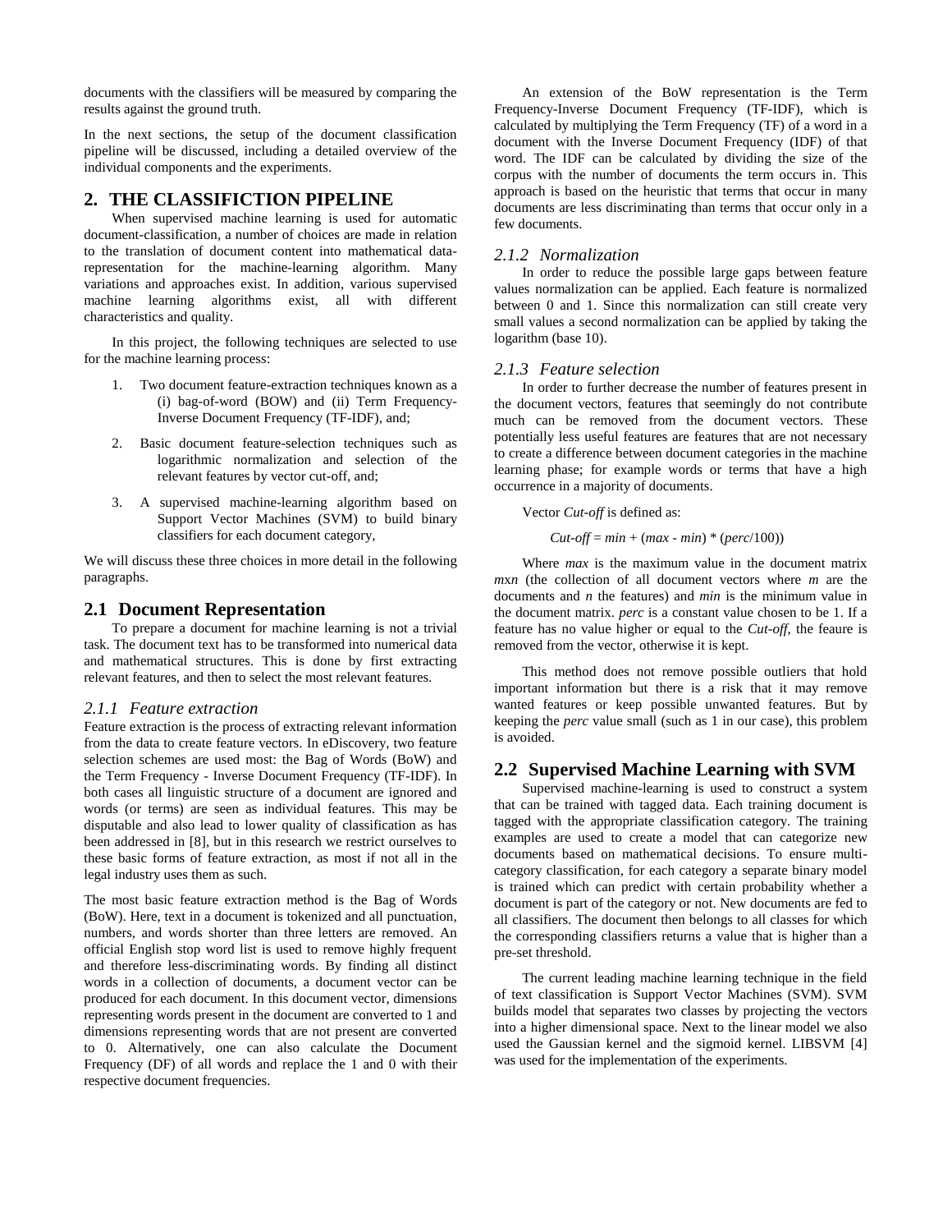documents with the classifiers will be measured by comparing the results against the ground truth.

In the next sections, the setup of the document classification pipeline will be discussed, including a detailed overview of the individual components and the experiments.

## 2. THE CLASSIFICTION PIPELINE

When supervised machine learning is used for automatic document-classification, a number of choices are made in relation to the translation of document content into mathematical data-representation for the machine-learning algorithm. Many variations and approaches exist. In addition, various supervised machine learning algorithms exist, all with different characteristics and quality.

In this project, the following techniques are selected to use for the machine learning process:

1. Two document feature-extraction techniques known as a (i) bag-of-word (BOW) and (ii) Term Frequency-Inverse Document Frequency (TF-IDF), and;
2. Basic document feature-selection techniques such as logarithmic normalization and selection of the relevant features by vector cut-off, and;
3. A supervised machine-learning algorithm based on Support Vector Machines (SVM) to build binary classifiers for each document category,

We will discuss these three choices in more detail in the following paragraphs.

### 2.1 Document Representation

To prepare a document for machine learning is not a trivial task. The document text has to be transformed into numerical data and mathematical structures. This is done by first extracting relevant features, and then to select the most relevant features.

#### *2.1.1 Feature extraction*

Feature extraction is the process of extracting relevant information from the data to create feature vectors. In eDiscovery, two feature selection schemes are used most: the Bag of Words (BoW) and the Term Frequency - Inverse Document Frequency (TF-IDF). In both cases all linguistic structure of a document are ignored and words (or terms) are seen as individual features. This may be disputable and also lead to lower quality of classification as has been addressed in [8], but in this research we restrict ourselves to these basic forms of feature extraction, as most if not all in the legal industry uses them as such.

The most basic feature extraction method is the Bag of Words (BoW). Here, text in a document is tokenized and all punctuation, numbers, and words shorter than three letters are removed. An official English stop word list is used to remove highly frequent and therefore less-discriminating words. By finding all distinct words in a collection of documents, a document vector can be produced for each document. In this document vector, dimensions representing words present in the document are converted to 1 and dimensions representing words that are not present are converted to 0. Alternatively, one can also calculate the Document Frequency (DF) of all words and replace the 1 and 0 with their respective document frequencies.

An extension of the BoW representation is the Term Frequency-Inverse Document Frequency (TF-IDF), which is calculated by multiplying the Term Frequency (TF) of a word in a document with the Inverse Document Frequency (IDF) of that word. The IDF can be calculated by dividing the size of the corpus with the number of documents the term occurs in. This approach is based on the heuristic that terms that occur in many documents are less discriminating than terms that occur only in a few documents.

#### *2.1.2 Normalization*

In order to reduce the possible large gaps between feature values normalization can be applied. Each feature is normalized between 0 and 1. Since this normalization can still create very small values a second normalization can be applied by taking the logarithm (base 10).

#### *2.1.3 Feature selection*

In order to further decrease the number of features present in the document vectors, features that seemingly do not contribute much can be removed from the document vectors. These potentially less useful features are features that are not necessary to create a difference between document categories in the machine learning phase; for example words or terms that have a high occurrence in a majority of documents.

Vector *Cut-off* is defined as:

$$Cut\text{-}off = min + (max - min) * (perc/100))$$

Where *max* is the maximum value in the document matrix *mxn* (the collection of all document vectors where *m* are the documents and *n* the features) and *min* is the minimum value in the document matrix. *perc* is a constant value chosen to be 1. If a feature has no value higher or equal to the *Cut-off*, the feaure is removed from the vector, otherwise it is kept.

This method does not remove possible outliers that hold important information but there is a risk that it may remove wanted features or keep possible unwanted features. But by keeping the *perc* value small (such as 1 in our case), this problem is avoided.

### 2.2 Supervised Machine Learning with SVM

Supervised machine-learning is used to construct a system that can be trained with tagged data. Each training document is tagged with the appropriate classification category. The training examples are used to create a model that can categorize new documents based on mathematical decisions. To ensure multi-category classification, for each category a separate binary model is trained which can predict with certain probability whether a document is part of the category or not. New documents are fed to all classifiers. The document then belongs to all classes for which the corresponding classifiers returns a value that is higher than a pre-set threshold.

The current leading machine learning technique in the field of text classification is Support Vector Machines (SVM). SVM builds model that separates two classes by projecting the vectors into a higher dimensional space. Next to the linear model we also used the Gaussian kernel and the sigmoid kernel. LIBSVM [4] was used for the implementation of the experiments.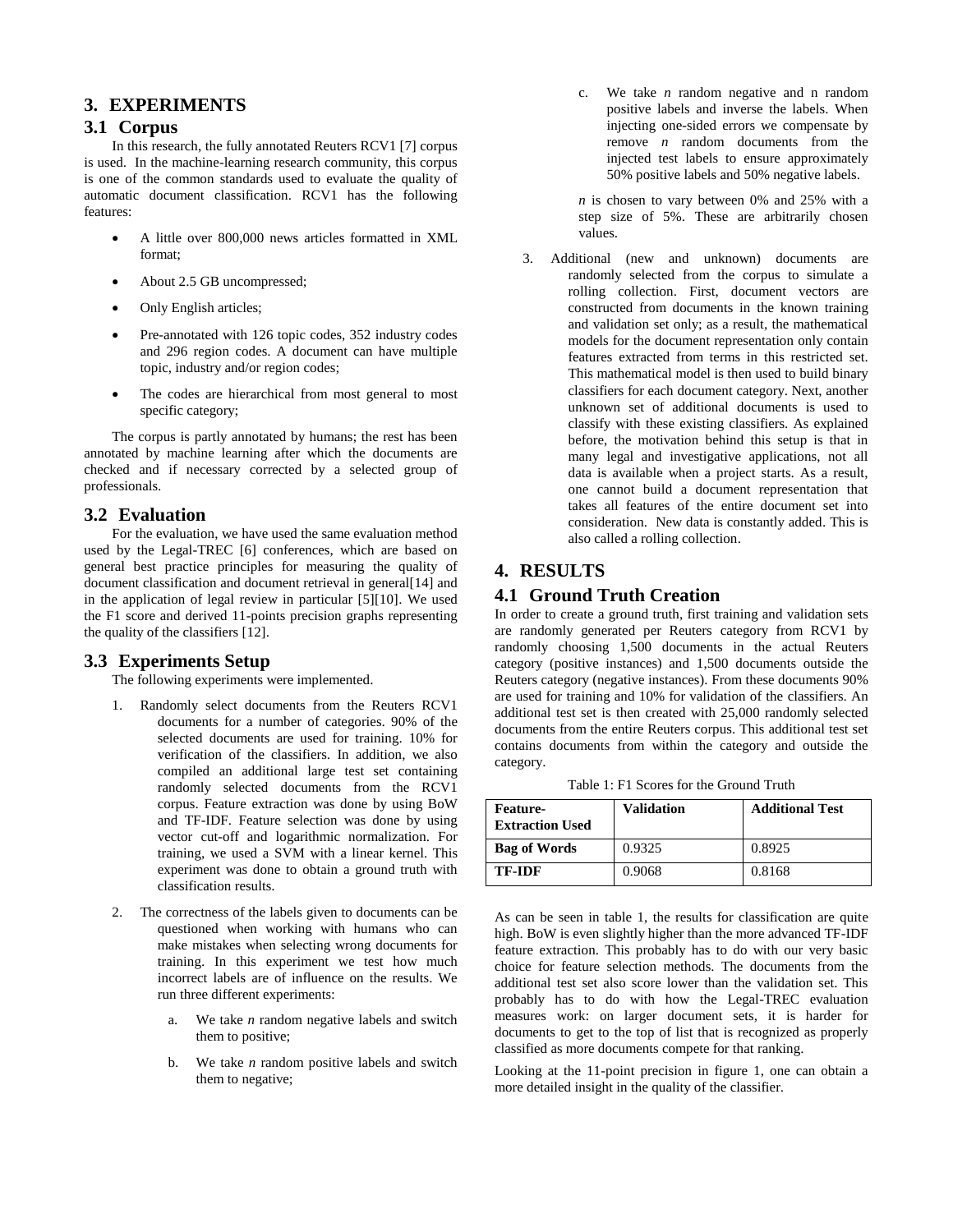# 3. EXPERIMENTS

## 3.1 Corpus

In this research, the fully annotated Reuters RCV1 [7] corpus is used. In the machine-learning research community, this corpus is one of the common standards used to evaluate the quality of automatic document classification. RCV1 has the following features:

- A little over 800,000 news articles formatted in XML format;
- About 2.5 GB uncompressed;
- Only English articles;
- Pre-annotated with 126 topic codes, 352 industry codes and 296 region codes. A document can have multiple topic, industry and/or region codes;
- The codes are hierarchical from most general to most specific category;

The corpus is partly annotated by humans; the rest has been annotated by machine learning after which the documents are checked and if necessary corrected by a selected group of professionals.

## 3.2 Evaluation

For the evaluation, we have used the same evaluation method used by the Legal-TREC [6] conferences, which are based on general best practice principles for measuring the quality of document classification and document retrieval in general[14] and in the application of legal review in particular [5][10]. We used the F1 score and derived 11-points precision graphs representing the quality of the classifiers [12].

## 3.3 Experiments Setup

The following experiments were implemented.

1. Randomly select documents from the Reuters RCV1 documents for a number of categories. 90% of the selected documents are used for training. 10% for verification of the classifiers. In addition, we also compiled an additional large test set containing randomly selected documents from the RCV1 corpus. Feature extraction was done by using BoW and TF-IDF. Feature selection was done by using vector cut-off and logarithmic normalization. For training, we used a SVM with a linear kernel. This experiment was done to obtain a ground truth with classification results.

2. The correctness of the labels given to documents can be questioned when working with humans who can make mistakes when selecting wrong documents for training. In this experiment we test how much incorrect labels are of influence on the results. We run three different experiments:

   a. We take *n* random negative labels and switch them to positive;

   b. We take *n* random positive labels and switch them to negative;

   c. We take *n* random negative and n random positive labels and inverse the labels. When injecting one-sided errors we compensate by remove *n* random documents from the injected test labels to ensure approximately 50% positive labels and 50% negative labels.

   *n* is chosen to vary between 0% and 25% with a step size of 5%. These are arbitrarily chosen values.

3. Additional (new and unknown) documents are randomly selected from the corpus to simulate a rolling collection. First, document vectors are constructed from documents in the known training and validation set only; as a result, the mathematical models for the document representation only contain features extracted from terms in this restricted set. This mathematical model is then used to build binary classifiers for each document category. Next, another unknown set of additional documents is used to classify with these existing classifiers. As explained before, the motivation behind this setup is that in many legal and investigative applications, not all data is available when a project starts. As a result, one cannot build a document representation that takes all features of the entire document set into consideration. New data is constantly added. This is also called a rolling collection.

# 4. RESULTS

## 4.1 Ground Truth Creation

In order to create a ground truth, first training and validation sets are randomly generated per Reuters category from RCV1 by randomly choosing 1,500 documents in the actual Reuters category (positive instances) and 1,500 documents outside the Reuters category (negative instances). From these documents 90% are used for training and 10% for validation of the classifiers. An additional test set is then created with 25,000 randomly selected documents from the entire Reuters corpus. This additional test set contains documents from within the category and outside the category.

Table 1: F1 Scores for the Ground Truth

| Feature-Extraction Used | Validation | Additional Test |
|---|---|---|
| **Bag of Words** | 0.9325 | 0.8925 |
| **TF-IDF** | 0.9068 | 0.8168 |

As can be seen in table 1, the results for classification are quite high. BoW is even slightly higher than the more advanced TF-IDF feature extraction. This probably has to do with our very basic choice for feature selection methods. The documents from the additional test set also score lower than the validation set. This probably has to do with how the Legal-TREC evaluation measures work: on larger document sets, it is harder for documents to get to the top of list that is recognized as properly classified as more documents compete for that ranking.

Looking at the 11-point precision in figure 1, one can obtain a more detailed insight in the quality of the classifier.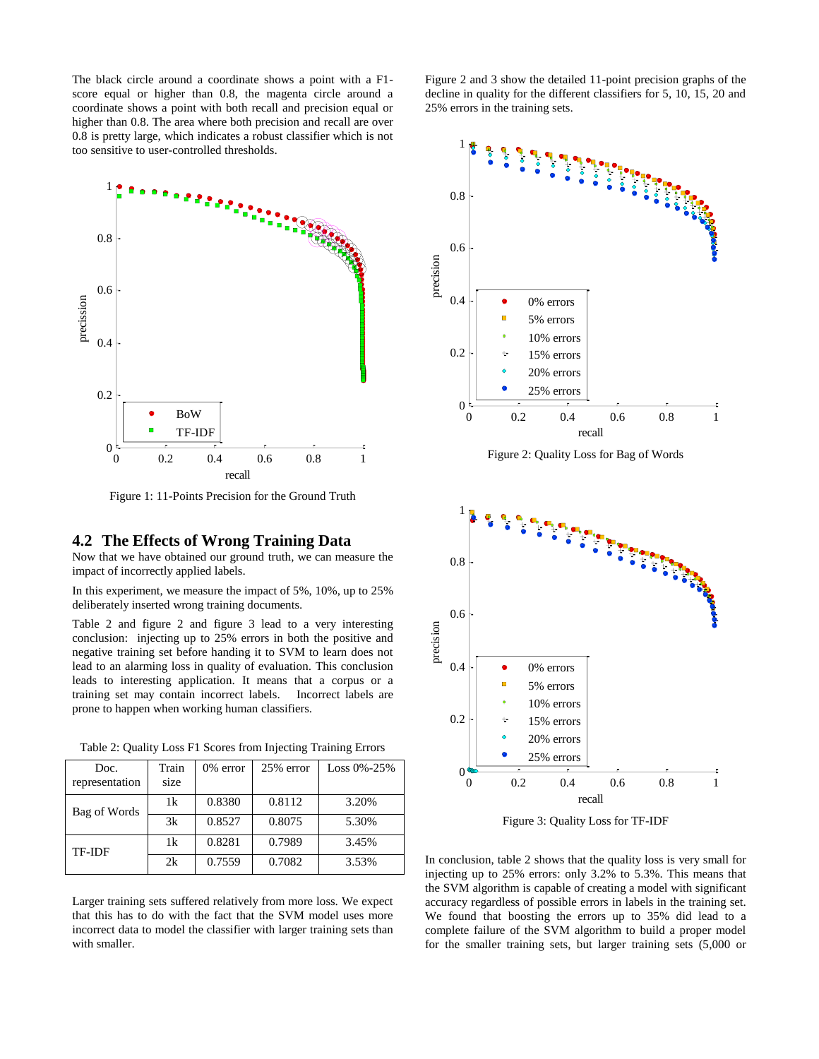The black circle around a coordinate shows a point with a F1-score equal or higher than 0.8, the magenta circle around a coordinate shows a point with both recall and precision equal or higher than 0.8. The area where both precision and recall are over 0.8 is pretty large, which indicates a robust classifier which is not too sensitive to user-controlled thresholds.

Figure 1: 11-Points Precision for the Ground Truth

## 4.2 The Effects of Wrong Training Data

Now that we have obtained our ground truth, we can measure the impact of incorrectly applied labels.

In this experiment, we measure the impact of 5%, 10%, up to 25% deliberately inserted wrong training documents.

Table 2 and figure 2 and figure 3 lead to a very interesting conclusion: injecting up to 25% errors in both the positive and negative training set before handing it to SVM to learn does not lead to an alarming loss in quality of evaluation. This conclusion leads to interesting application. It means that a corpus or a training set may contain incorrect labels. Incorrect labels are prone to happen when working human classifiers.

Table 2: Quality Loss F1 Scores from Injecting Training Errors

| Doc. representation | Train size | 0% error | 25% error | Loss 0%-25% |
|---|---|---|---|---|
| Bag of Words | 1k | 0.8380 | 0.8112 | 3.20% |
| | 3k | 0.8527 | 0.8075 | 5.30% |
| TF-IDF | 1k | 0.8281 | 0.7989 | 3.45% |
| | 2k | 0.7559 | 0.7082 | 3.53% |

Larger training sets suffered relatively from more loss. We expect that this has to do with the fact that the SVM model uses more incorrect data to model the classifier with larger training sets than with smaller.

Figure 2 and 3 show the detailed 11-point precision graphs of the decline in quality for the different classifiers for 5, 10, 15, 20 and 25% errors in the training sets.

Figure 2: Quality Loss for Bag of Words

Figure 3: Quality Loss for TF-IDF

In conclusion, table 2 shows that the quality loss is very small for injecting up to 25% errors: only 3.2% to 5.3%. This means that the SVM algorithm is capable of creating a model with significant accuracy regardless of possible errors in labels in the training set. We found that boosting the errors up to 35% did lead to a complete failure of the SVM algorithm to build a proper model for the smaller training sets, but larger training sets (5,000 or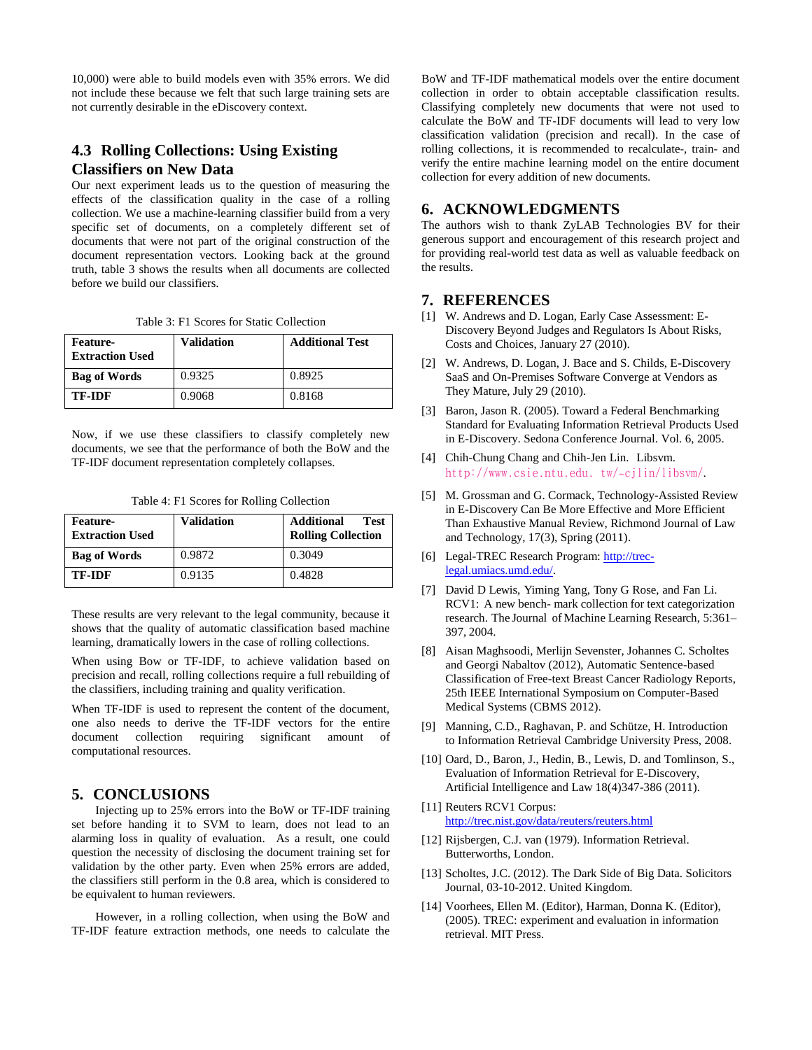10,000) were able to build models even with 35% errors. We did not include these because we felt that such large training sets are not currently desirable in the eDiscovery context.

## 4.3 Rolling Collections: Using Existing Classifiers on New Data

Our next experiment leads us to the question of measuring the effects of the classification quality in the case of a rolling collection. We use a machine-learning classifier build from a very specific set of documents, on a completely different set of documents that were not part of the original construction of the document representation vectors. Looking back at the ground truth, table 3 shows the results when all documents are collected before we build our classifiers.

Table 3: F1 Scores for Static Collection

| Feature-Extraction Used | Validation | Additional Test |
|---|---|---|
| **Bag of Words** | 0.9325 | 0.8925 |
| **TF-IDF** | 0.9068 | 0.8168 |

Now, if we use these classifiers to classify completely new documents, we see that the performance of both the BoW and the TF-IDF document representation completely collapses.

Table 4: F1 Scores for Rolling Collection

| Feature-Extraction Used | Validation | Additional Test Rolling Collection |
|---|---|---|
| **Bag of Words** | 0.9872 | 0.3049 |
| **TF-IDF** | 0.9135 | 0.4828 |

These results are very relevant to the legal community, because it shows that the quality of automatic classification based machine learning, dramatically lowers in the case of rolling collections.

When using Bow or TF-IDF, to achieve validation based on precision and recall, rolling collections require a full rebuilding of the classifiers, including training and quality verification.

When TF-IDF is used to represent the content of the document, one also needs to derive the TF-IDF vectors for the entire document collection requiring significant amount of computational resources.

# 5. CONCLUSIONS

Injecting up to 25% errors into the BoW or TF-IDF training set before handing it to SVM to learn, does not lead to an alarming loss in quality of evaluation. As a result, one could question the necessity of disclosing the document training set for validation by the other party. Even when 25% errors are added, the classifiers still perform in the 0.8 area, which is considered to be equivalent to human reviewers.

However, in a rolling collection, when using the BoW and TF-IDF feature extraction methods, one needs to calculate the BoW and TF-IDF mathematical models over the entire document collection in order to obtain acceptable classification results. Classifying completely new documents that were not used to calculate the BoW and TF-IDF documents will lead to very low classification validation (precision and recall). In the case of rolling collections, it is recommended to recalculate-, train- and verify the entire machine learning model on the entire document collection for every addition of new documents.

# 6. ACKNOWLEDGMENTS

The authors wish to thank ZyLAB Technologies BV for their generous support and encouragement of this research project and for providing real-world test data as well as valuable feedback on the results.

# 7. REFERENCES

[1] W. Andrews and D. Logan, Early Case Assessment: E-Discovery Beyond Judges and Regulators Is About Risks, Costs and Choices, January 27 (2010).

[2] W. Andrews, D. Logan, J. Bace and S. Childs, E-Discovery SaaS and On-Premises Software Converge at Vendors as They Mature, July 29 (2010).

[3] Baron, Jason R. (2005). Toward a Federal Benchmarking Standard for Evaluating Information Retrieval Products Used in E-Discovery. Sedona Conference Journal. Vol. 6, 2005.

[4] Chih-Chung Chang and Chih-Jen Lin. Libsvm. http://www.csie.ntu.edu. tw/~cjlin/libsvm/.

[5] M. Grossman and G. Cormack, Technology-Assisted Review in E-Discovery Can Be More Effective and More Efficient Than Exhaustive Manual Review, Richmond Journal of Law and Technology, 17(3), Spring (2011).

[6] Legal-TREC Research Program: http://trec-legal.umiacs.umd.edu/.

[7] David D Lewis, Yiming Yang, Tony G Rose, and Fan Li. RCV1: A new bench- mark collection for text categorization research. The Journal of Machine Learning Research, 5:361–397, 2004.

[8] Aisan Maghsoodi, Merlijn Sevenster, Johannes C. Scholtes and Georgi Nabaltov (2012), Automatic Sentence-based Classification of Free-text Breast Cancer Radiology Reports, 25th IEEE International Symposium on Computer-Based Medical Systems (CBMS 2012).

[9] Manning, C.D., Raghavan, P. and Schütze, H. Introduction to Information Retrieval Cambridge University Press, 2008.

[10] Oard, D., Baron, J., Hedin, B., Lewis, D. and Tomlinson, S., Evaluation of Information Retrieval for E-Discovery, Artificial Intelligence and Law 18(4)347-386 (2011).

[11] Reuters RCV1 Corpus: http://trec.nist.gov/data/reuters/reuters.html

[12] Rijsbergen, C.J. van (1979). Information Retrieval. Butterworths, London.

[13] Scholtes, J.C. (2012). The Dark Side of Big Data. Solicitors Journal, 03-10-2012. United Kingdom.

[14] Voorhees, Ellen M. (Editor), Harman, Donna K. (Editor), (2005). TREC: experiment and evaluation in information retrieval. MIT Press.